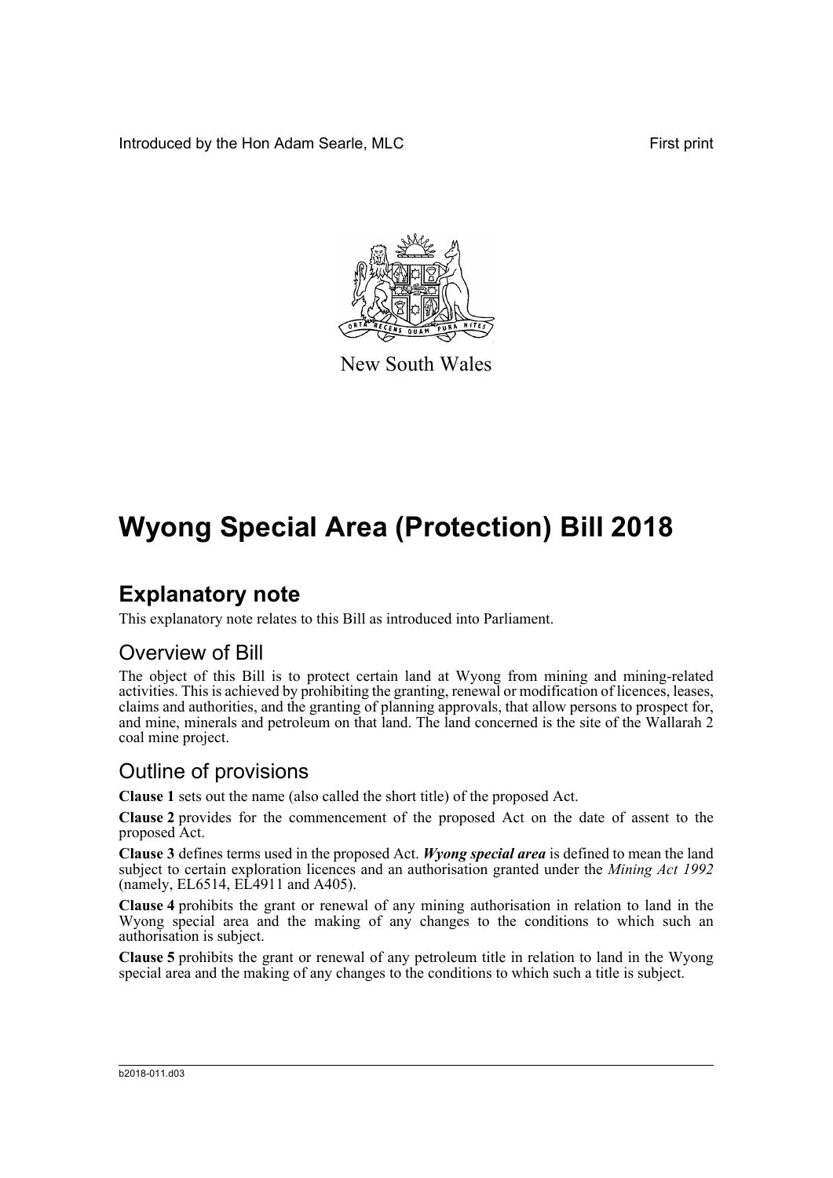Introduced by the Hon Adam Searle, MLC First print

New South Wales

# Wyong Special Area (Protection) Bill 2018

## Explanatory note

This explanatory note relates to this Bill as introduced into Parliament.

### Overview of Bill

The object of this Bill is to protect certain land at Wyong from mining and mining-related activities. This is achieved by prohibiting the granting, renewal or modification of licences, leases, claims and authorities, and the granting of planning approvals, that allow persons to prospect for, and mine, minerals and petroleum on that land. The land concerned is the site of the Wallarah 2 coal mine project.

### Outline of provisions

**Clause 1** sets out the name (also called the short title) of the proposed Act.

**Clause 2** provides for the commencement of the proposed Act on the date of assent to the proposed Act.

**Clause 3** defines terms used in the proposed Act. ***Wyong special area*** is defined to mean the land subject to certain exploration licences and an authorisation granted under the *Mining Act 1992* (namely, EL6514, EL4911 and A405).

**Clause 4** prohibits the grant or renewal of any mining authorisation in relation to land in the Wyong special area and the making of any changes to the conditions to which such an authorisation is subject.

**Clause 5** prohibits the grant or renewal of any petroleum title in relation to land in the Wyong special area and the making of any changes to the conditions to which such a title is subject.

b2018-011.d03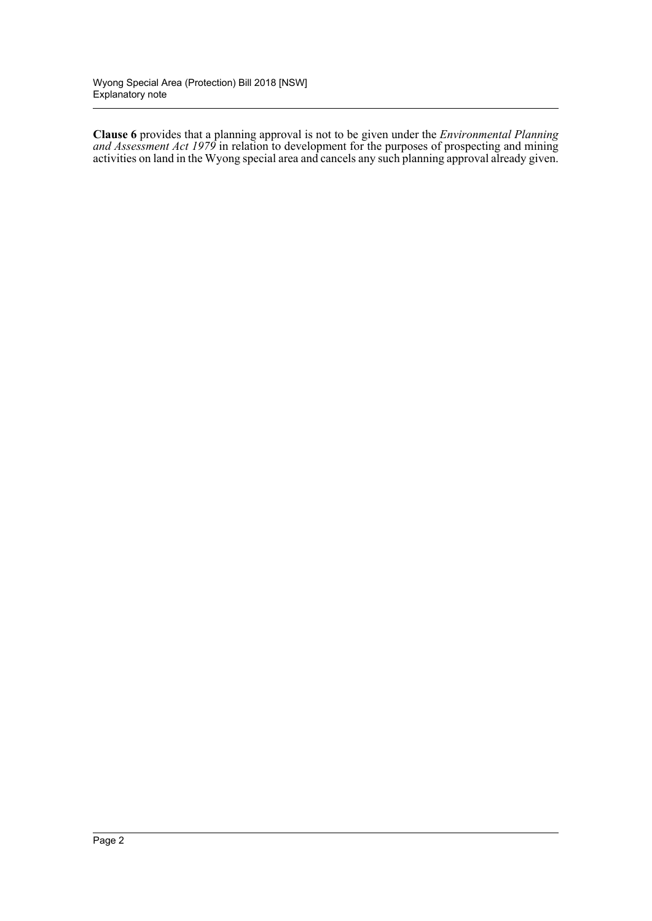**Clause 6** provides that a planning approval is not to be given under the *Environmental Planning and Assessment Act 1979* in relation to development for the purposes of prospecting and mining activities on land in the Wyong special area and cancels any such planning approval already given.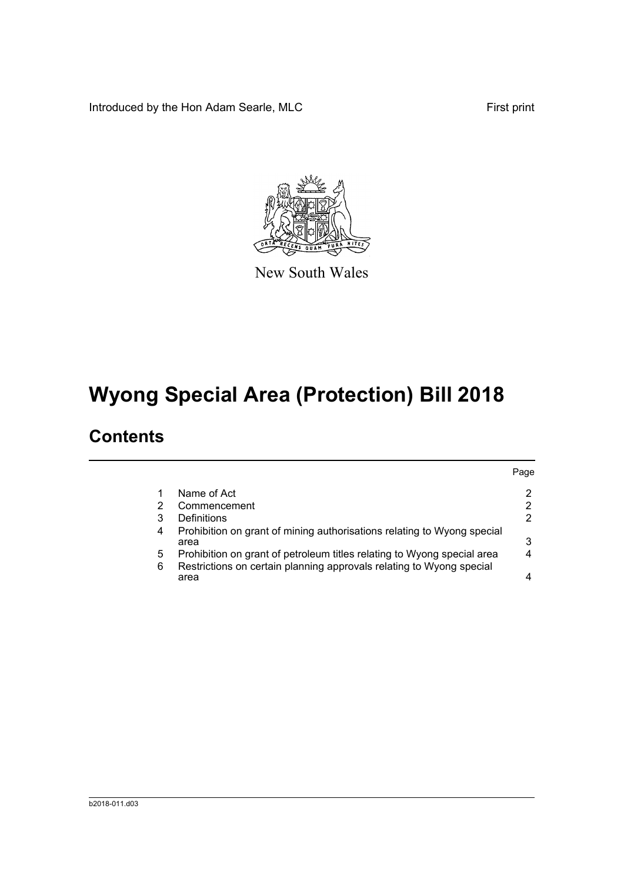Introduced by the Hon Adam Searle, MLC First print

New South Wales

# Wyong Special Area (Protection) Bill 2018

## Contents

| | | Page |
|---|---|---|
| 1 | Name of Act | 2 |
| 2 | Commencement | 2 |
| 3 | Definitions | 2 |
| 4 | Prohibition on grant of mining authorisations relating to Wyong special area | 3 |
| 5 | Prohibition on grant of petroleum titles relating to Wyong special area | 4 |
| 6 | Restrictions on certain planning approvals relating to Wyong special area | 4 |

b2018-011.d03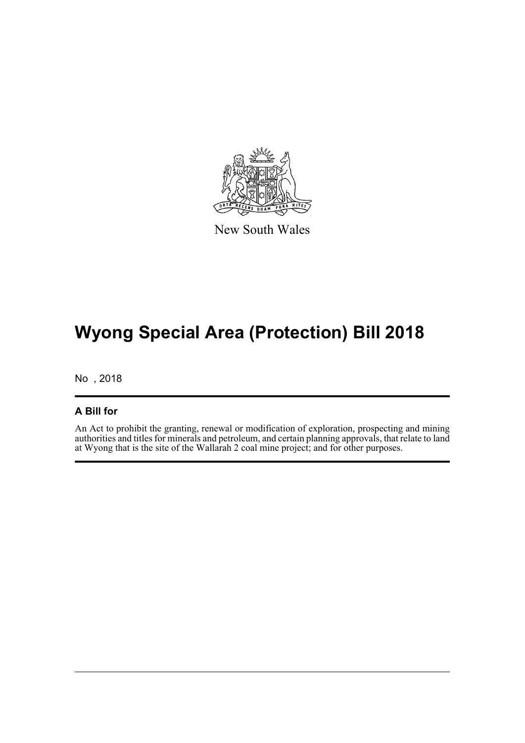New South Wales

# Wyong Special Area (Protection) Bill 2018

No , 2018

## A Bill for

An Act to prohibit the granting, renewal or modification of exploration, prospecting and mining authorities and titles for minerals and petroleum, and certain planning approvals, that relate to land at Wyong that is the site of the Wallarah 2 coal mine project; and for other purposes.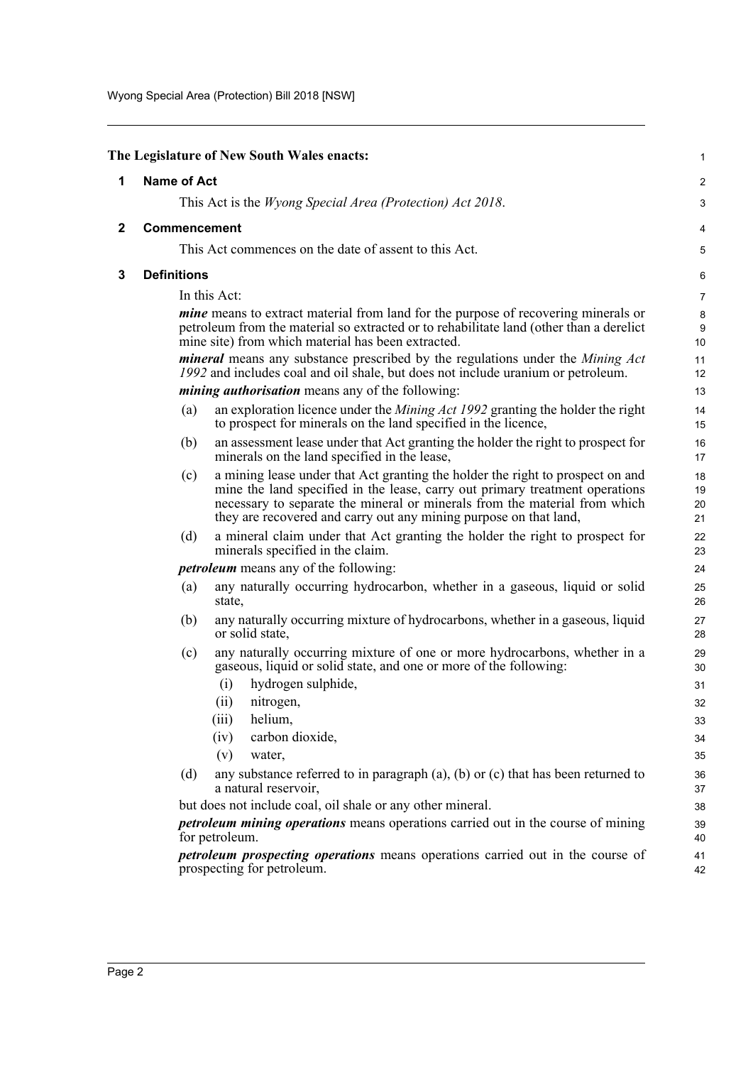**The Legislature of New South Wales enacts:**

## 1 Name of Act

This Act is the *Wyong Special Area (Protection) Act 2018*.

## 2 Commencement

This Act commences on the date of assent to this Act.

## 3 Definitions

In this Act:

***mine*** means to extract material from land for the purpose of recovering minerals or petroleum from the material so extracted or to rehabilitate land (other than a derelict mine site) from which material has been extracted.

***mineral*** means any substance prescribed by the regulations under the *Mining Act 1992* and includes coal and oil shale, but does not include uranium or petroleum.

***mining authorisation*** means any of the following:

(a) an exploration licence under the *Mining Act 1992* granting the holder the right to prospect for minerals on the land specified in the licence,

(b) an assessment lease under that Act granting the holder the right to prospect for minerals on the land specified in the lease,

(c) a mining lease under that Act granting the holder the right to prospect on and mine the land specified in the lease, carry out primary treatment operations necessary to separate the mineral or minerals from the material from which they are recovered and carry out any mining purpose on that land,

(d) a mineral claim under that Act granting the holder the right to prospect for minerals specified in the claim.

***petroleum*** means any of the following:

(a) any naturally occurring hydrocarbon, whether in a gaseous, liquid or solid state,

(b) any naturally occurring mixture of hydrocarbons, whether in a gaseous, liquid or solid state,

(c) any naturally occurring mixture of one or more hydrocarbons, whether in a gaseous, liquid or solid state, and one or more of the following:

(i) hydrogen sulphide,

(ii) nitrogen,

(iii) helium,

(iv) carbon dioxide,

(v) water,

(d) any substance referred to in paragraph (a), (b) or (c) that has been returned to a natural reservoir,

but does not include coal, oil shale or any other mineral.

***petroleum mining operations*** means operations carried out in the course of mining for petroleum.

***petroleum prospecting operations*** means operations carried out in the course of prospecting for petroleum.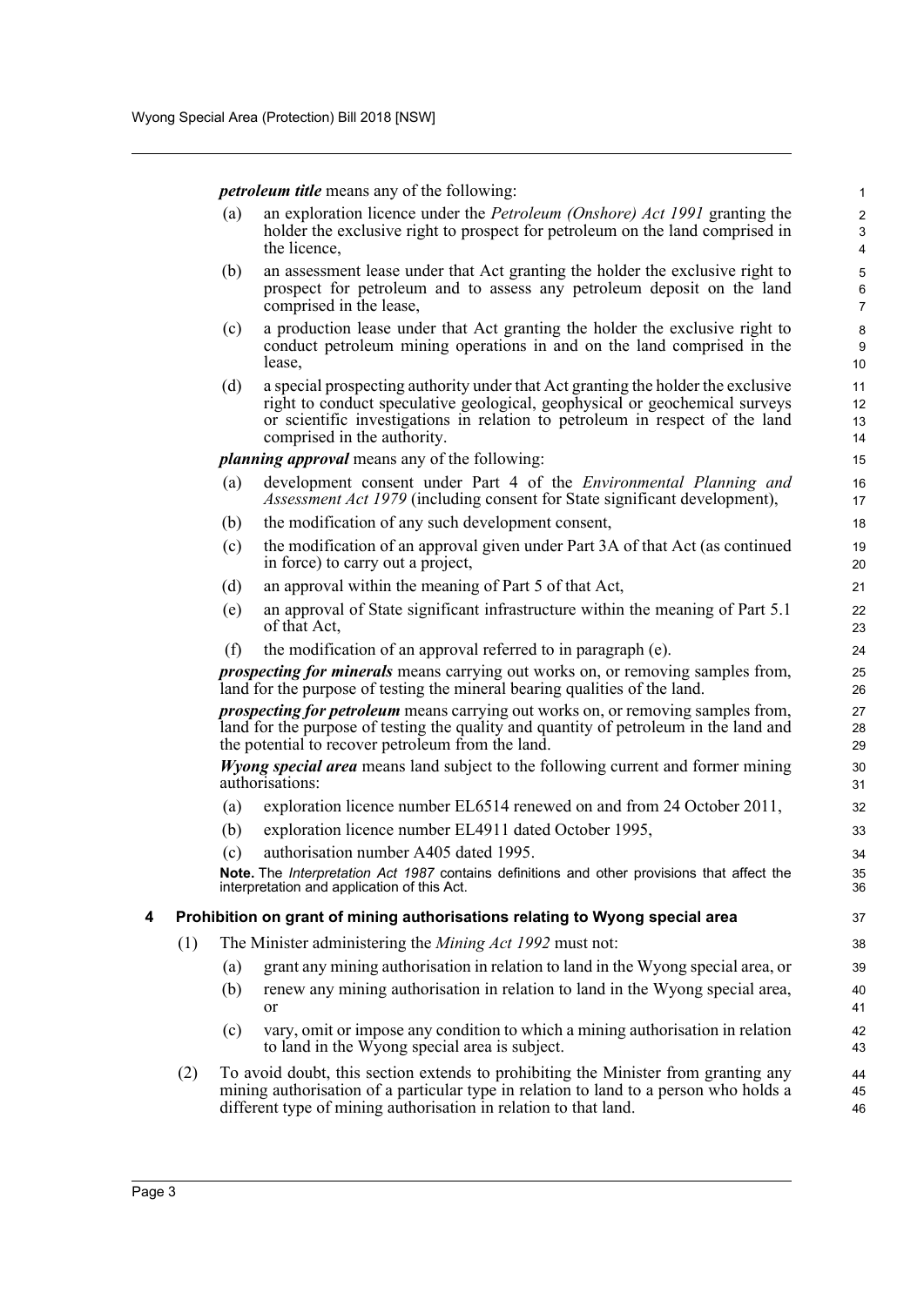***petroleum title*** means any of the following:

(a) an exploration licence under the *Petroleum (Onshore) Act 1991* granting the holder the exclusive right to prospect for petroleum on the land comprised in the licence,

(b) an assessment lease under that Act granting the holder the exclusive right to prospect for petroleum and to assess any petroleum deposit on the land comprised in the lease,

(c) a production lease under that Act granting the holder the exclusive right to conduct petroleum mining operations in and on the land comprised in the lease,

(d) a special prospecting authority under that Act granting the holder the exclusive right to conduct speculative geological, geophysical or geochemical surveys or scientific investigations in relation to petroleum in respect of the land comprised in the authority.

***planning approval*** means any of the following:

(a) development consent under Part 4 of the *Environmental Planning and Assessment Act 1979* (including consent for State significant development),

(b) the modification of any such development consent,

(c) the modification of an approval given under Part 3A of that Act (as continued in force) to carry out a project,

(d) an approval within the meaning of Part 5 of that Act,

(e) an approval of State significant infrastructure within the meaning of Part 5.1 of that Act,

(f) the modification of an approval referred to in paragraph (e).

***prospecting for minerals*** means carrying out works on, or removing samples from, land for the purpose of testing the mineral bearing qualities of the land.

***prospecting for petroleum*** means carrying out works on, or removing samples from, land for the purpose of testing the quality and quantity of petroleum in the land and the potential to recover petroleum from the land.

***Wyong special area*** means land subject to the following current and former mining authorisations:

(a) exploration licence number EL6514 renewed on and from 24 October 2011,

(b) exploration licence number EL4911 dated October 1995,

(c) authorisation number A405 dated 1995.

**Note.** The *Interpretation Act 1987* contains definitions and other provisions that affect the interpretation and application of this Act.

## 4 Prohibition on grant of mining authorisations relating to Wyong special area

(1) The Minister administering the *Mining Act 1992* must not:

(a) grant any mining authorisation in relation to land in the Wyong special area, or

(b) renew any mining authorisation in relation to land in the Wyong special area, or

(c) vary, omit or impose any condition to which a mining authorisation in relation to land in the Wyong special area is subject.

(2) To avoid doubt, this section extends to prohibiting the Minister from granting any mining authorisation of a particular type in relation to land to a person who holds a different type of mining authorisation in relation to that land.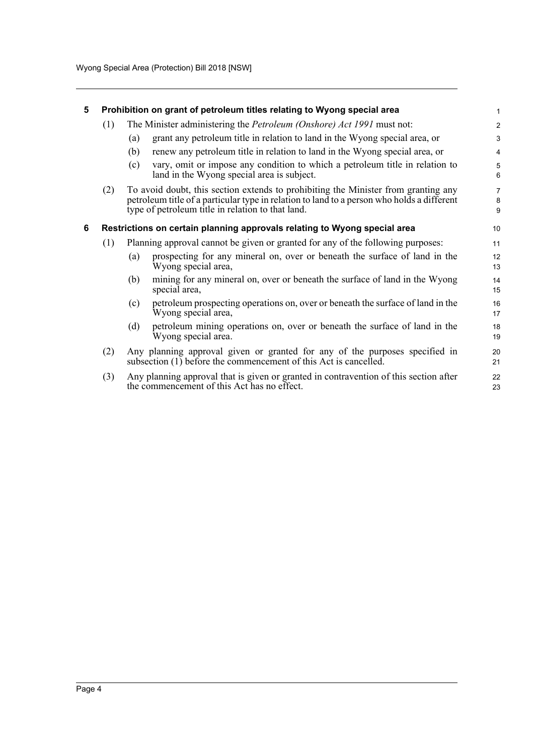## 5 Prohibition on grant of petroleum titles relating to Wyong special area

(1) The Minister administering the *Petroleum (Onshore) Act 1991* must not:

(a) grant any petroleum title in relation to land in the Wyong special area, or

(b) renew any petroleum title in relation to land in the Wyong special area, or

(c) vary, omit or impose any condition to which a petroleum title in relation to land in the Wyong special area is subject.

(2) To avoid doubt, this section extends to prohibiting the Minister from granting any petroleum title of a particular type in relation to land to a person who holds a different type of petroleum title in relation to that land.

## 6 Restrictions on certain planning approvals relating to Wyong special area

(1) Planning approval cannot be given or granted for any of the following purposes:

(a) prospecting for any mineral on, over or beneath the surface of land in the Wyong special area,

(b) mining for any mineral on, over or beneath the surface of land in the Wyong special area,

(c) petroleum prospecting operations on, over or beneath the surface of land in the Wyong special area,

(d) petroleum mining operations on, over or beneath the surface of land in the Wyong special area.

(2) Any planning approval given or granted for any of the purposes specified in subsection (1) before the commencement of this Act is cancelled.

(3) Any planning approval that is given or granted in contravention of this section after the commencement of this Act has no effect.